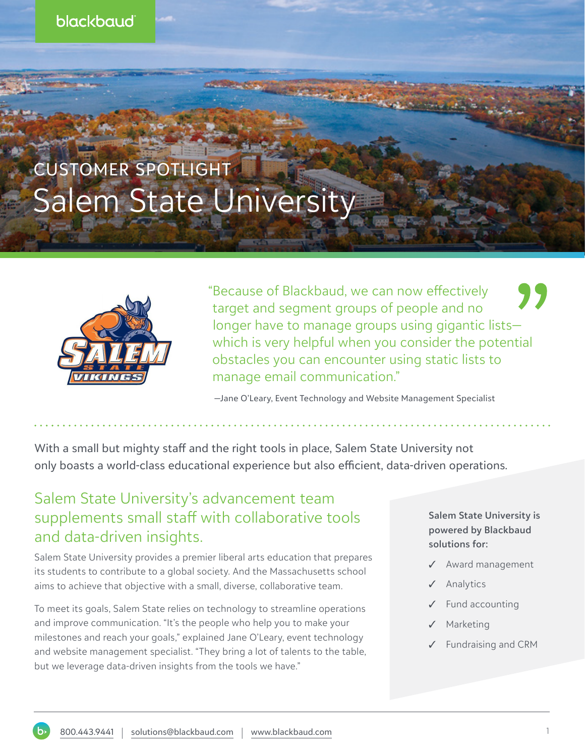CUSTOMER SPOTLIGHT

# Salem State University

> "Because of Blackbaud, we can now effectively target and segment groups of people and no longer have to manage groups using gigantic lists—which is very helpful when you consider the potential obstacles you can encounter using static lists to manage email communication."
>
> —Jane O'Leary, Event Technology and Website Management Specialist

With a small but mighty staff and the right tools in place, Salem State University not only boasts a world-class educational experience but also efficient, data-driven operations.

## Salem State University's advancement team supplements small staff with collaborative tools and data-driven insights.

Salem State University provides a premier liberal arts education that prepares its students to contribute to a global society. And the Massachusetts school aims to achieve that objective with a small, diverse, collaborative team.

To meet its goals, Salem State relies on technology to streamline operations and improve communication. "It's the people who help you to make your milestones and reach your goals," explained Jane O'Leary, event technology and website management specialist. "They bring a lot of talents to the table, but we leverage data-driven insights from the tools we have."

**Salem State University is powered by Blackbaud solutions for:**

- ✓ Award management
- ✓ Analytics
- ✓ Fund accounting
- ✓ Marketing
- ✓ Fundraising and CRM

800.443.9441 | solutions@blackbaud.com | www.blackbaud.com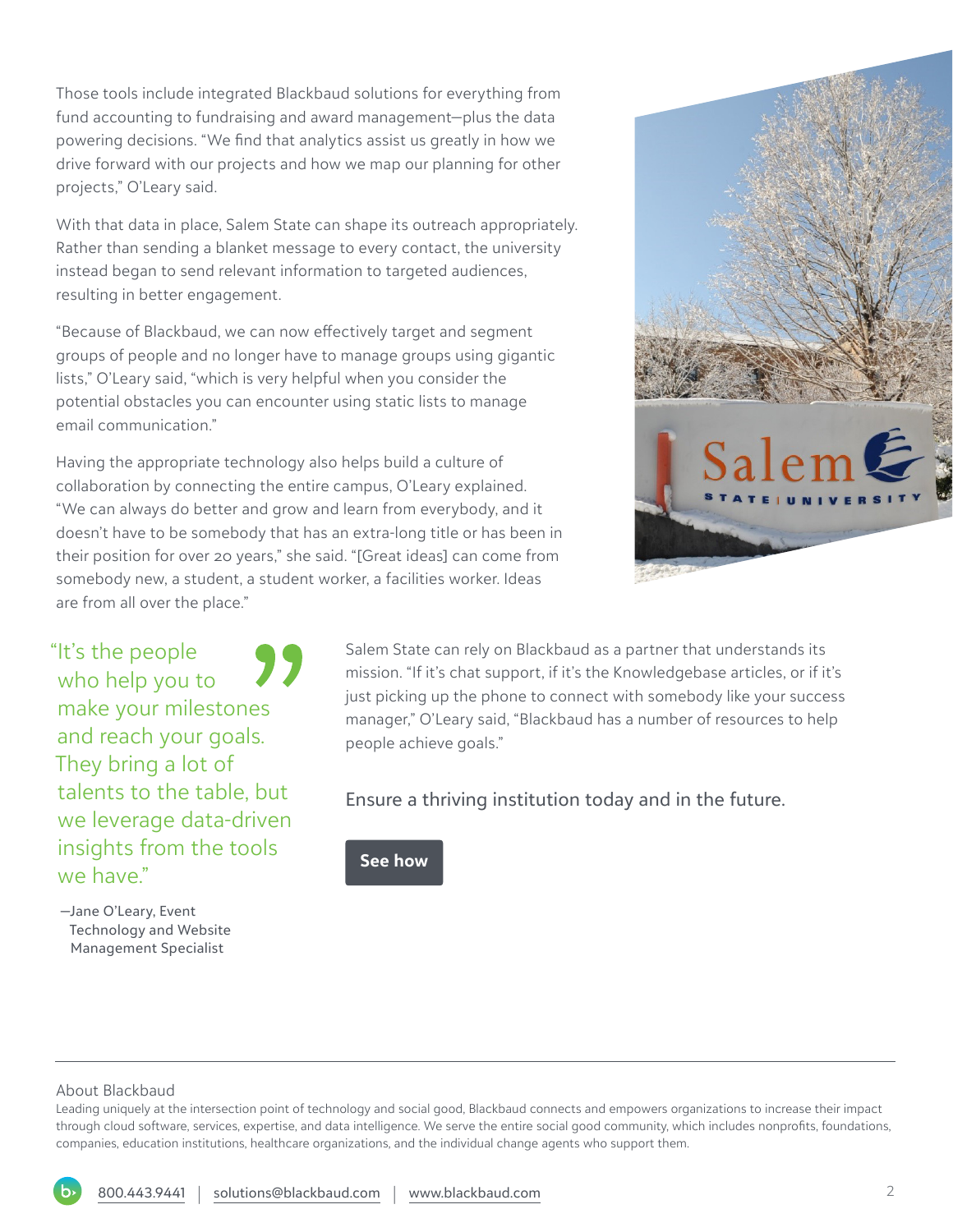Those tools include integrated Blackbaud solutions for everything from fund accounting to fundraising and award management—plus the data powering decisions. "We find that analytics assist us greatly in how we drive forward with our projects and how we map our planning for other projects," O'Leary said.

With that data in place, Salem State can shape its outreach appropriately. Rather than sending a blanket message to every contact, the university instead began to send relevant information to targeted audiences, resulting in better engagement.

"Because of Blackbaud, we can now effectively target and segment groups of people and no longer have to manage groups using gigantic lists," O'Leary said, "which is very helpful when you consider the potential obstacles you can encounter using static lists to manage email communication."

Having the appropriate technology also helps build a culture of collaboration by connecting the entire campus, O'Leary explained. "We can always do better and grow and learn from everybody, and it doesn't have to be somebody that has an extra-long title or has been in their position for over 20 years," she said. "[Great ideas] can come from somebody new, a student, a student worker, a facilities worker. Ideas are from all over the place."

> "It's the people who help you to make your milestones and reach your goals. They bring a lot of talents to the table, but we leverage data-driven insights from the tools we have."
>
> —Jane O'Leary, Event Technology and Website Management Specialist

Salem State can rely on Blackbaud as a partner that understands its mission. "If it's chat support, if it's the Knowledgebase articles, or if it's just picking up the phone to connect with somebody like your success manager," O'Leary said, "Blackbaud has a number of resources to help people achieve goals."

Ensure a thriving institution today and in the future.

**See how**

About Blackbaud

Leading uniquely at the intersection point of technology and social good, Blackbaud connects and empowers organizations to increase their impact through cloud software, services, expertise, and data intelligence. We serve the entire social good community, which includes nonprofits, foundations, companies, education institutions, healthcare organizations, and the individual change agents who support them.

800.443.9441 | solutions@blackbaud.com | www.blackbaud.com